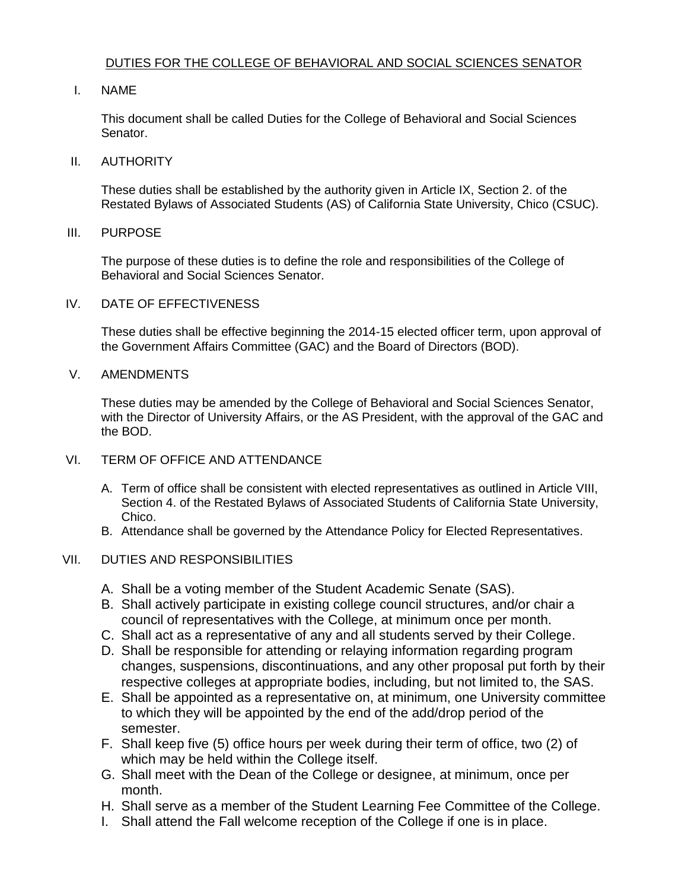# DUTIES FOR THE COLLEGE OF BEHAVIORAL AND SOCIAL SCIENCES SENATOR

## I. NAME

This document shall be called Duties for the College of Behavioral and Social Sciences Senator.

## II. AUTHORITY

These duties shall be established by the authority given in Article IX, Section 2. of the Restated Bylaws of Associated Students (AS) of California State University, Chico (CSUC).

## III. PURPOSE

The purpose of these duties is to define the role and responsibilities of the College of Behavioral and Social Sciences Senator.

## IV. DATE OF EFFECTIVENESS

These duties shall be effective beginning the 2014-15 elected officer term, upon approval of the Government Affairs Committee (GAC) and the Board of Directors (BOD).

## V. AMENDMENTS

These duties may be amended by the College of Behavioral and Social Sciences Senator, with the Director of University Affairs, or the AS President, with the approval of the GAC and the BOD.

## VI. TERM OF OFFICE AND ATTENDANCE

A. Term of office shall be consistent with elected representatives as outlined in Article VIII, Section 4. of the Restated Bylaws of Associated Students of California State University, Chico.
B. Attendance shall be governed by the Attendance Policy for Elected Representatives.

## VII. DUTIES AND RESPONSIBILITIES

A. Shall be a voting member of the Student Academic Senate (SAS).
B. Shall actively participate in existing college council structures, and/or chair a council of representatives with the College, at minimum once per month.
C. Shall act as a representative of any and all students served by their College.
D. Shall be responsible for attending or relaying information regarding program changes, suspensions, discontinuations, and any other proposal put forth by their respective colleges at appropriate bodies, including, but not limited to, the SAS.
E. Shall be appointed as a representative on, at minimum, one University committee to which they will be appointed by the end of the add/drop period of the semester.
F. Shall keep five (5) office hours per week during their term of office, two (2) of which may be held within the College itself.
G. Shall meet with the Dean of the College or designee, at minimum, once per month.
H. Shall serve as a member of the Student Learning Fee Committee of the College.
I. Shall attend the Fall welcome reception of the College if one is in place.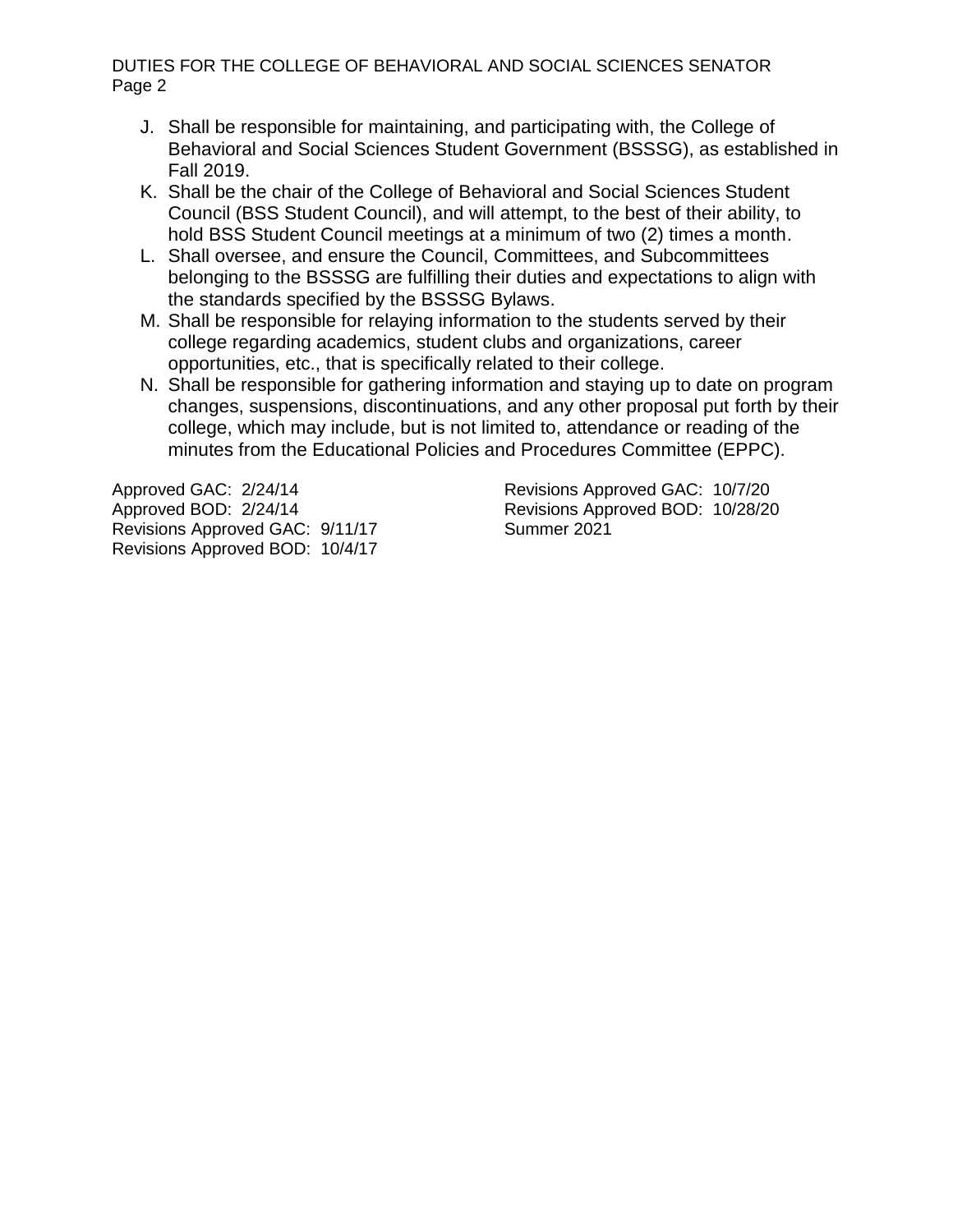J. Shall be responsible for maintaining, and participating with, the College of Behavioral and Social Sciences Student Government (BSSSG), as established in Fall 2019.
K. Shall be the chair of the College of Behavioral and Social Sciences Student Council (BSS Student Council), and will attempt, to the best of their ability, to hold BSS Student Council meetings at a minimum of two (2) times a month.
L. Shall oversee, and ensure the Council, Committees, and Subcommittees belonging to the BSSSG are fulfilling their duties and expectations to align with the standards specified by the BSSSG Bylaws.
M. Shall be responsible for relaying information to the students served by their college regarding academics, student clubs and organizations, career opportunities, etc., that is specifically related to their college.
N. Shall be responsible for gathering information and staying up to date on program changes, suspensions, discontinuations, and any other proposal put forth by their college, which may include, but is not limited to, attendance or reading of the minutes from the Educational Policies and Procedures Committee (EPPC).

Approved GAC: 2/24/14
Approved BOD: 2/24/14
Revisions Approved GAC: 9/11/17
Revisions Approved BOD: 10/4/17
Revisions Approved GAC: 10/7/20
Revisions Approved BOD: 10/28/20
Summer 2021